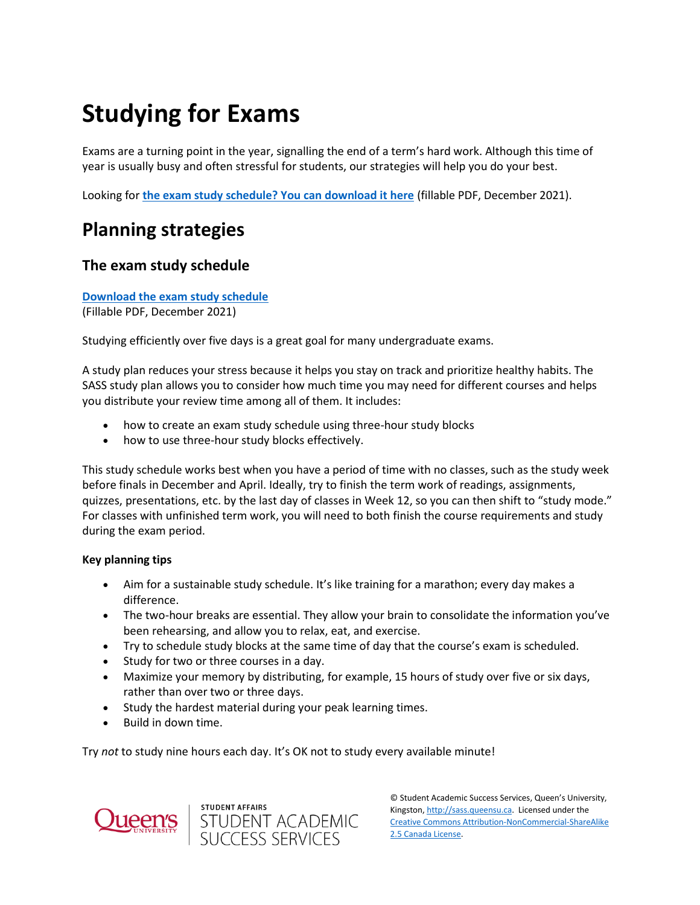# Studying for Exams

Exams are a turning point in the year, signalling the end of a term's hard work. Although this time of year is usually busy and often stressful for students, our strategies will help you do your best.

Looking for **the exam study schedule? You can download it here** (fillable PDF, December 2021).

## Planning strategies

### The exam study schedule

**Download the exam study schedule**
(Fillable PDF, December 2021)

Studying efficiently over five days is a great goal for many undergraduate exams.

A study plan reduces your stress because it helps you stay on track and prioritize healthy habits. The SASS study plan allows you to consider how much time you may need for different courses and helps you distribute your review time among all of them. It includes:

- how to create an exam study schedule using three-hour study blocks
- how to use three-hour study blocks effectively.

This study schedule works best when you have a period of time with no classes, such as the study week before finals in December and April. Ideally, try to finish the term work of readings, assignments, quizzes, presentations, etc. by the last day of classes in Week 12, so you can then shift to "study mode." For classes with unfinished term work, you will need to both finish the course requirements and study during the exam period.

**Key planning tips**

- Aim for a sustainable study schedule. It's like training for a marathon; every day makes a difference.
- The two-hour breaks are essential. They allow your brain to consolidate the information you've been rehearsing, and allow you to relax, eat, and exercise.
- Try to schedule study blocks at the same time of day that the course's exam is scheduled.
- Study for two or three courses in a day.
- Maximize your memory by distributing, for example, 15 hours of study over five or six days, rather than over two or three days.
- Study the hardest material during your peak learning times.
- Build in down time.

Try *not* to study nine hours each day. It's OK not to study every available minute!

© Student Academic Success Services, Queen's University, Kingston, http://sass.queensu.ca. Licensed under the Creative Commons Attribution-NonCommercial-ShareAlike 2.5 Canada License.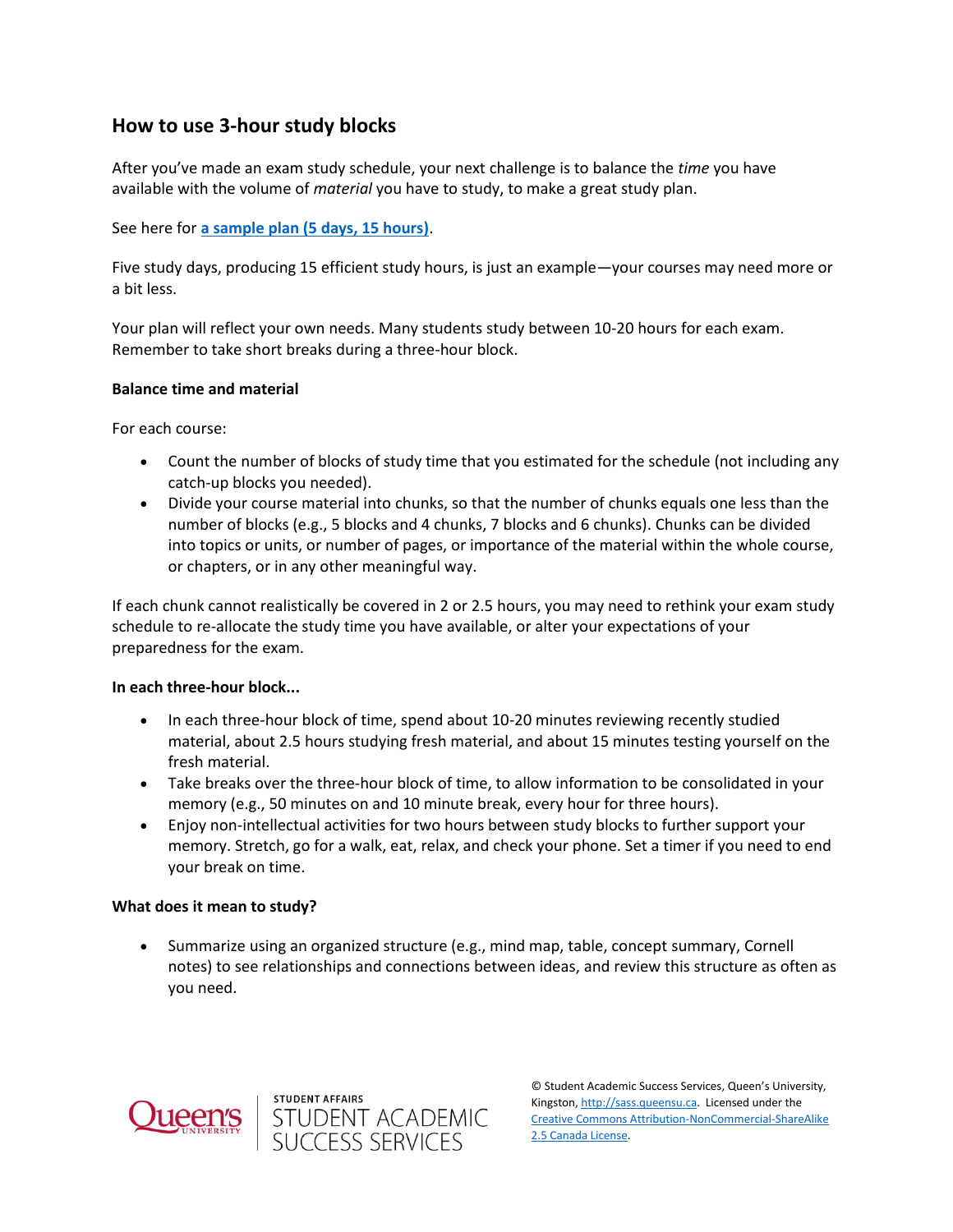## How to use 3-hour study blocks

After you've made an exam study schedule, your next challenge is to balance the *time* you have available with the volume of *material* you have to study, to make a great study plan.

See here for **a sample plan (5 days, 15 hours)**.

Five study days, producing 15 efficient study hours, is just an example—your courses may need more or a bit less.

Your plan will reflect your own needs. Many students study between 10-20 hours for each exam. Remember to take short breaks during a three-hour block.

**Balance time and material**

For each course:

- Count the number of blocks of study time that you estimated for the schedule (not including any catch-up blocks you needed).
- Divide your course material into chunks, so that the number of chunks equals one less than the number of blocks (e.g., 5 blocks and 4 chunks, 7 blocks and 6 chunks). Chunks can be divided into topics or units, or number of pages, or importance of the material within the whole course, or chapters, or in any other meaningful way.

If each chunk cannot realistically be covered in 2 or 2.5 hours, you may need to rethink your exam study schedule to re-allocate the study time you have available, or alter your expectations of your preparedness for the exam.

**In each three-hour block...**

- In each three-hour block of time, spend about 10-20 minutes reviewing recently studied material, about 2.5 hours studying fresh material, and about 15 minutes testing yourself on the fresh material.
- Take breaks over the three-hour block of time, to allow information to be consolidated in your memory (e.g., 50 minutes on and 10 minute break, every hour for three hours).
- Enjoy non-intellectual activities for two hours between study blocks to further support your memory. Stretch, go for a walk, eat, relax, and check your phone. Set a timer if you need to end your break on time.

**What does it mean to study?**

- Summarize using an organized structure (e.g., mind map, table, concept summary, Cornell notes) to see relationships and connections between ideas, and review this structure as often as you need.

© Student Academic Success Services, Queen's University, Kingston, http://sass.queensu.ca. Licensed under the Creative Commons Attribution-NonCommercial-ShareAlike 2.5 Canada License.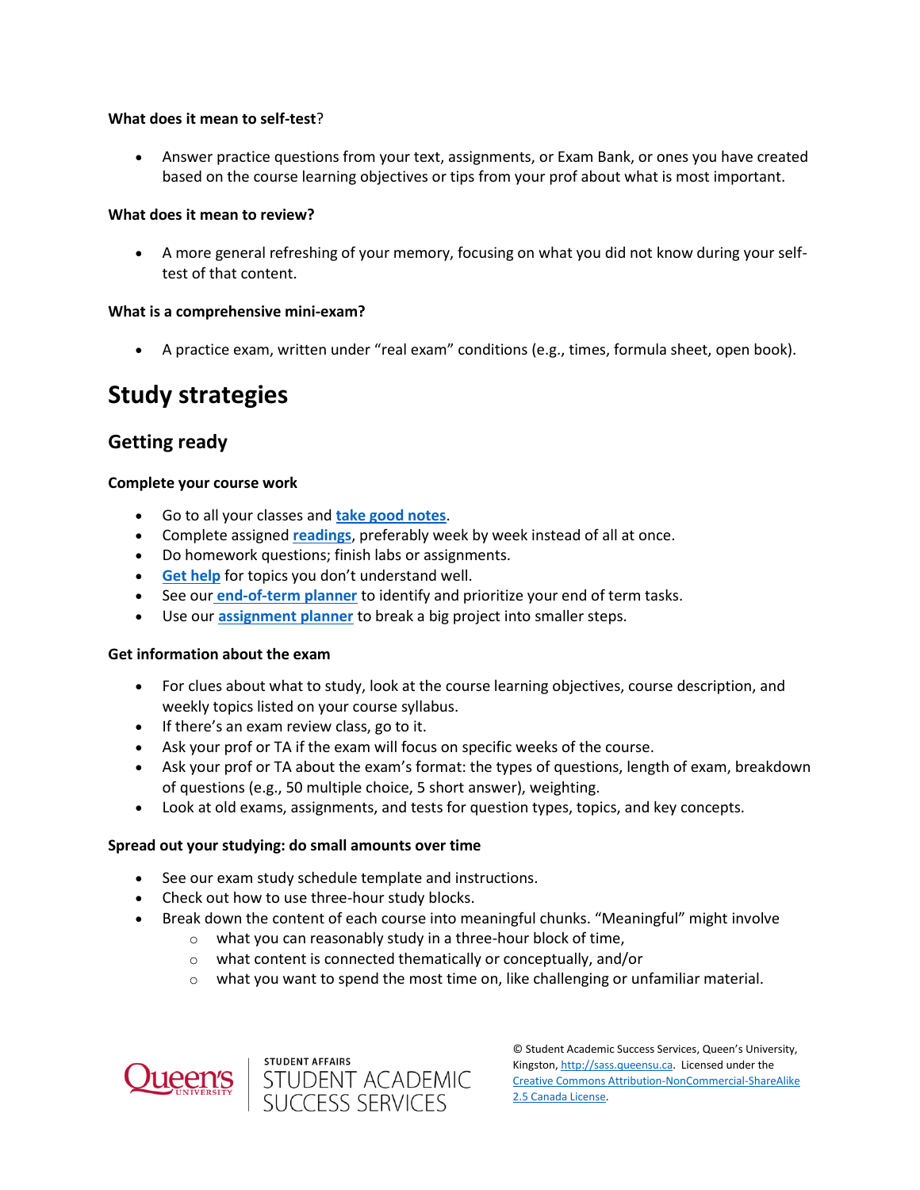**What does it mean to self-test**?

- Answer practice questions from your text, assignments, or Exam Bank, or ones you have created based on the course learning objectives or tips from your prof about what is most important.

**What does it mean to review?**

- A more general refreshing of your memory, focusing on what you did not know during your self-test of that content.

**What is a comprehensive mini-exam?**

- A practice exam, written under "real exam" conditions (e.g., times, formula sheet, open book).

# Study strategies

## Getting ready

**Complete your course work**

- Go to all your classes and **take good notes**.
- Complete assigned **readings**, preferably week by week instead of all at once.
- Do homework questions; finish labs or assignments.
- **Get help** for topics you don't understand well.
- See our **end-of-term planner** to identify and prioritize your end of term tasks.
- Use our **assignment planner** to break a big project into smaller steps.

**Get information about the exam**

- For clues about what to study, look at the course learning objectives, course description, and weekly topics listed on your course syllabus.
- If there's an exam review class, go to it.
- Ask your prof or TA if the exam will focus on specific weeks of the course.
- Ask your prof or TA about the exam's format: the types of questions, length of exam, breakdown of questions (e.g., 50 multiple choice, 5 short answer), weighting.
- Look at old exams, assignments, and tests for question types, topics, and key concepts.

**Spread out your studying: do small amounts over time**

- See our exam study schedule template and instructions.
- Check out how to use three-hour study blocks.
- Break down the content of each course into meaningful chunks. "Meaningful" might involve
  - what you can reasonably study in a three-hour block of time,
  - what content is connected thematically or conceptually, and/or
  - what you want to spend the most time on, like challenging or unfamiliar material.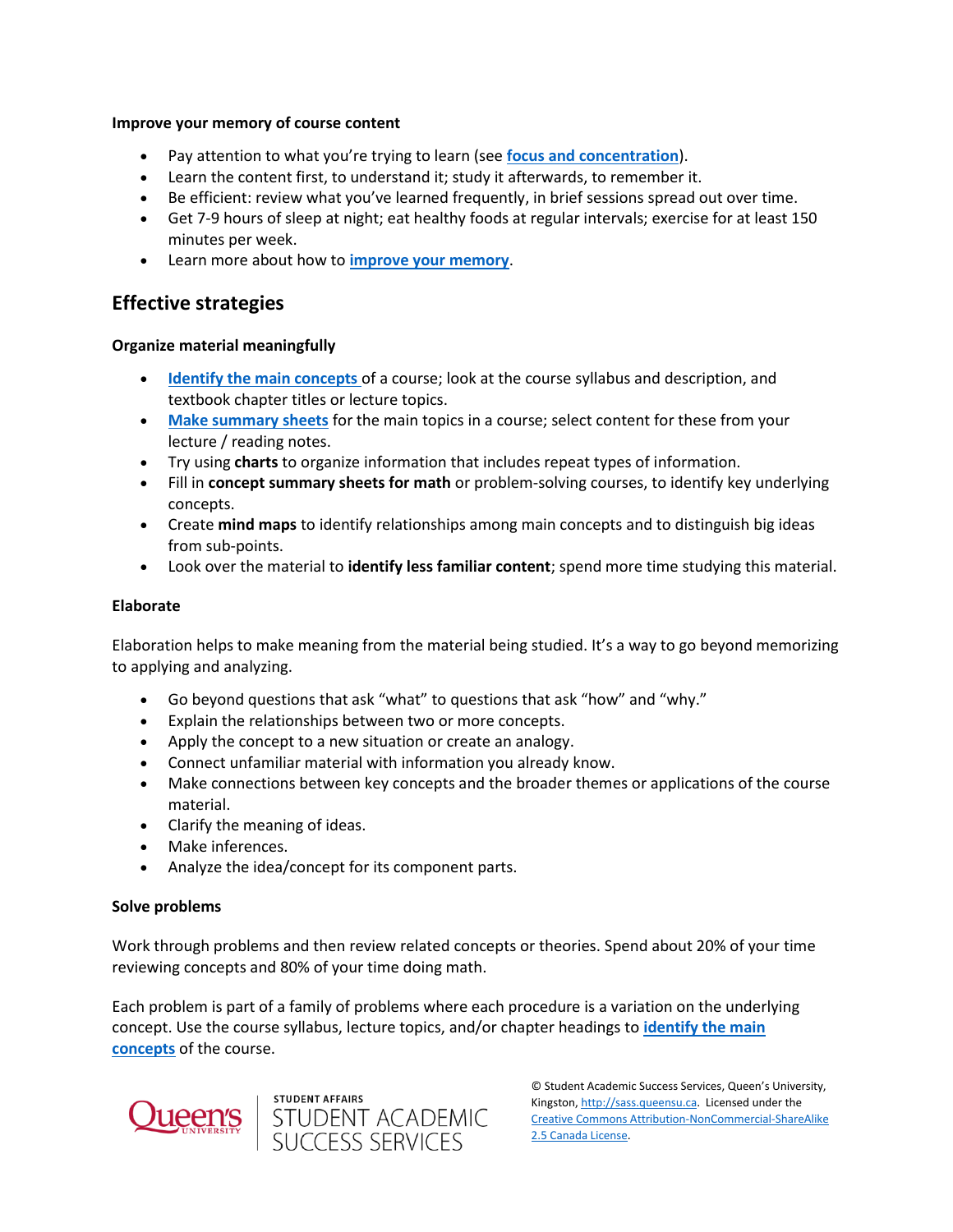**Improve your memory of course content**

- Pay attention to what you're trying to learn (see **focus and concentration**).
- Learn the content first, to understand it; study it afterwards, to remember it.
- Be efficient: review what you've learned frequently, in brief sessions spread out over time.
- Get 7-9 hours of sleep at night; eat healthy foods at regular intervals; exercise for at least 150 minutes per week.
- Learn more about how to **improve your memory**.

## Effective strategies

**Organize material meaningfully**

- **Identify the main concepts** of a course; look at the course syllabus and description, and textbook chapter titles or lecture topics.
- **Make summary sheets** for the main topics in a course; select content for these from your lecture / reading notes.
- Try using **charts** to organize information that includes repeat types of information.
- Fill in **concept summary sheets for math** or problem-solving courses, to identify key underlying concepts.
- Create **mind maps** to identify relationships among main concepts and to distinguish big ideas from sub-points.
- Look over the material to **identify less familiar content**; spend more time studying this material.

**Elaborate**

Elaboration helps to make meaning from the material being studied. It's a way to go beyond memorizing to applying and analyzing.

- Go beyond questions that ask "what" to questions that ask "how" and "why."
- Explain the relationships between two or more concepts.
- Apply the concept to a new situation or create an analogy.
- Connect unfamiliar material with information you already know.
- Make connections between key concepts and the broader themes or applications of the course material.
- Clarify the meaning of ideas.
- Make inferences.
- Analyze the idea/concept for its component parts.

**Solve problems**

Work through problems and then review related concepts or theories. Spend about 20% of your time reviewing concepts and 80% of your time doing math.

Each problem is part of a family of problems where each procedure is a variation on the underlying concept. Use the course syllabus, lecture topics, and/or chapter headings to **identify the main concepts** of the course.

© Student Academic Success Services, Queen's University, Kingston, http://sass.queensu.ca. Licensed under the Creative Commons Attribution-NonCommercial-ShareAlike 2.5 Canada License.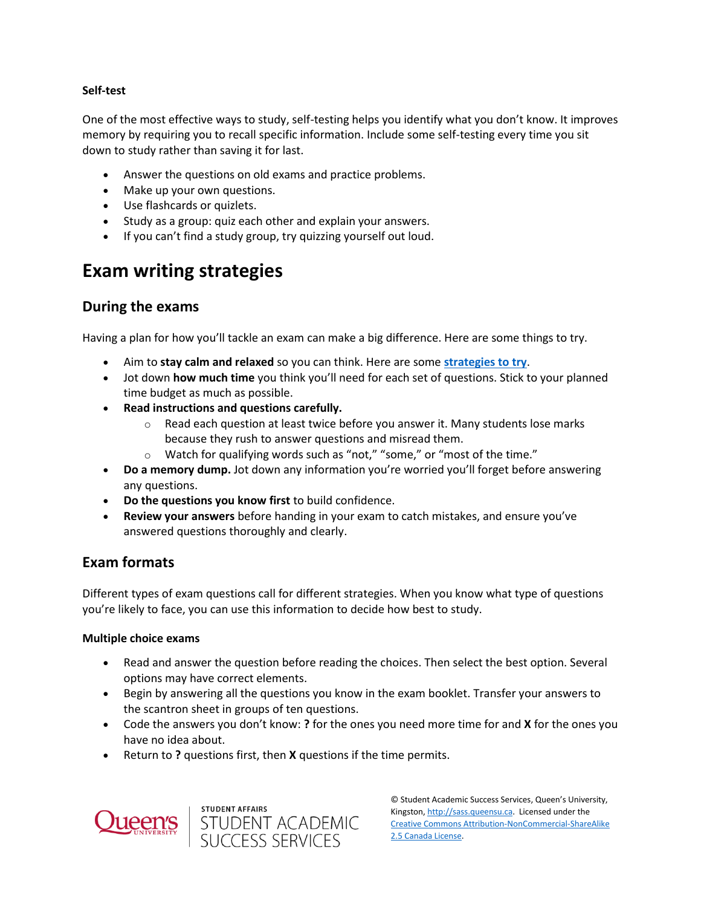**Self-test**

One of the most effective ways to study, self-testing helps you identify what you don't know. It improves memory by requiring you to recall specific information. Include some self-testing every time you sit down to study rather than saving it for last.

- Answer the questions on old exams and practice problems.
- Make up your own questions.
- Use flashcards or quizlets.
- Study as a group: quiz each other and explain your answers.
- If you can't find a study group, try quizzing yourself out loud.

# Exam writing strategies

## During the exams

Having a plan for how you'll tackle an exam can make a big difference. Here are some things to try.

- Aim to **stay calm and relaxed** so you can think. Here are some **strategies to try**.
- Jot down **how much time** you think you'll need for each set of questions. Stick to your planned time budget as much as possible.
- **Read instructions and questions carefully.**
    - Read each question at least twice before you answer it. Many students lose marks because they rush to answer questions and misread them.
    - Watch for qualifying words such as "not," "some," or "most of the time."
- **Do a memory dump.** Jot down any information you're worried you'll forget before answering any questions.
- **Do the questions you know first** to build confidence.
- **Review your answers** before handing in your exam to catch mistakes, and ensure you've answered questions thoroughly and clearly.

## Exam formats

Different types of exam questions call for different strategies. When you know what type of questions you're likely to face, you can use this information to decide how best to study.

**Multiple choice exams**

- Read and answer the question before reading the choices. Then select the best option. Several options may have correct elements.
- Begin by answering all the questions you know in the exam booklet. Transfer your answers to the scantron sheet in groups of ten questions.
- Code the answers you don't know: **?** for the ones you need more time for and **X** for the ones you have no idea about.
- Return to **?** questions first, then **X** questions if the time permits.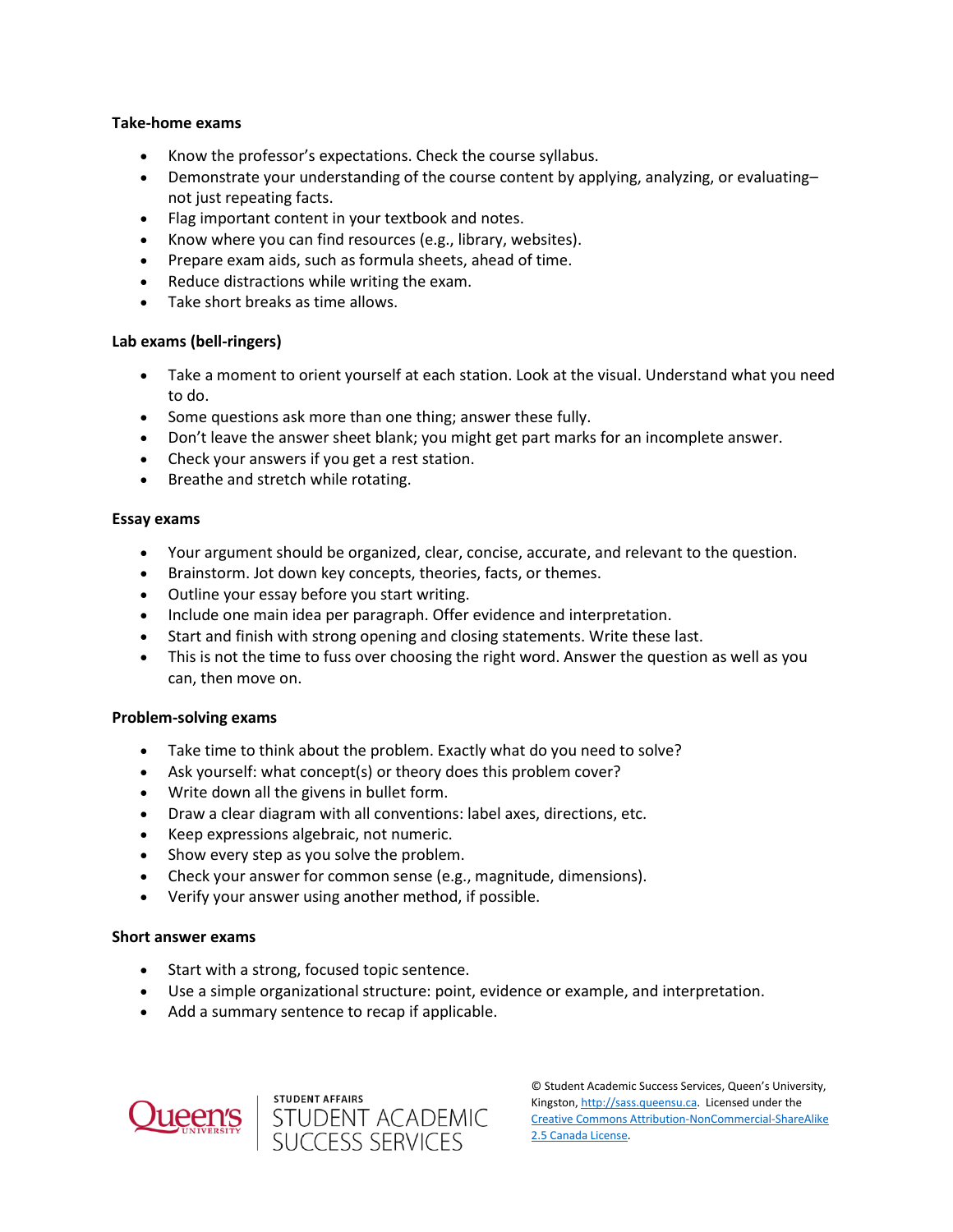**Take-home exams**

- Know the professor's expectations. Check the course syllabus.
- Demonstrate your understanding of the course content by applying, analyzing, or evaluating– not just repeating facts.
- Flag important content in your textbook and notes.
- Know where you can find resources (e.g., library, websites).
- Prepare exam aids, such as formula sheets, ahead of time.
- Reduce distractions while writing the exam.
- Take short breaks as time allows.

**Lab exams (bell-ringers)**

- Take a moment to orient yourself at each station. Look at the visual. Understand what you need to do.
- Some questions ask more than one thing; answer these fully.
- Don't leave the answer sheet blank; you might get part marks for an incomplete answer.
- Check your answers if you get a rest station.
- Breathe and stretch while rotating.

**Essay exams**

- Your argument should be organized, clear, concise, accurate, and relevant to the question.
- Brainstorm. Jot down key concepts, theories, facts, or themes.
- Outline your essay before you start writing.
- Include one main idea per paragraph. Offer evidence and interpretation.
- Start and finish with strong opening and closing statements. Write these last.
- This is not the time to fuss over choosing the right word. Answer the question as well as you can, then move on.

**Problem-solving exams**

- Take time to think about the problem. Exactly what do you need to solve?
- Ask yourself: what concept(s) or theory does this problem cover?
- Write down all the givens in bullet form.
- Draw a clear diagram with all conventions: label axes, directions, etc.
- Keep expressions algebraic, not numeric.
- Show every step as you solve the problem.
- Check your answer for common sense (e.g., magnitude, dimensions).
- Verify your answer using another method, if possible.

**Short answer exams**

- Start with a strong, focused topic sentence.
- Use a simple organizational structure: point, evidence or example, and interpretation.
- Add a summary sentence to recap if applicable.

Queen's University | STUDENT AFFAIRS STUDENT ACADEMIC SUCCESS SERVICES

© Student Academic Success Services, Queen's University, Kingston, http://sass.queensu.ca. Licensed under the Creative Commons Attribution-NonCommercial-ShareAlike 2.5 Canada License.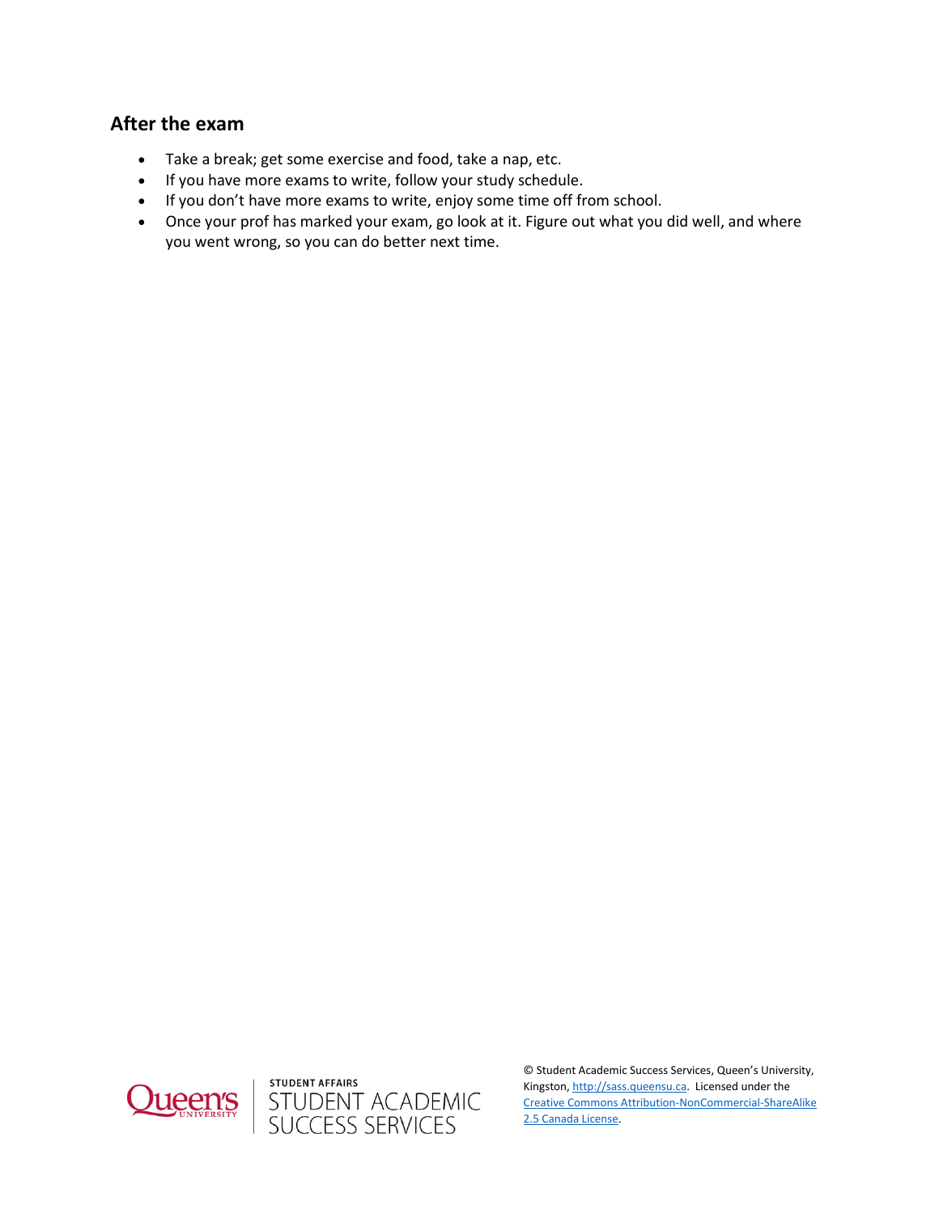## After the exam

- Take a break; get some exercise and food, take a nap, etc.
- If you have more exams to write, follow your study schedule.
- If you don't have more exams to write, enjoy some time off from school.
- Once your prof has marked your exam, go look at it. Figure out what you did well, and where you went wrong, so you can do better next time.

Queen's UNIVERSITY | STUDENT AFFAIRS STUDENT ACADEMIC SUCCESS SERVICES

© Student Academic Success Services, Queen's University, Kingston, http://sass.queensu.ca. Licensed under the Creative Commons Attribution-NonCommercial-ShareAlike 2.5 Canada License.